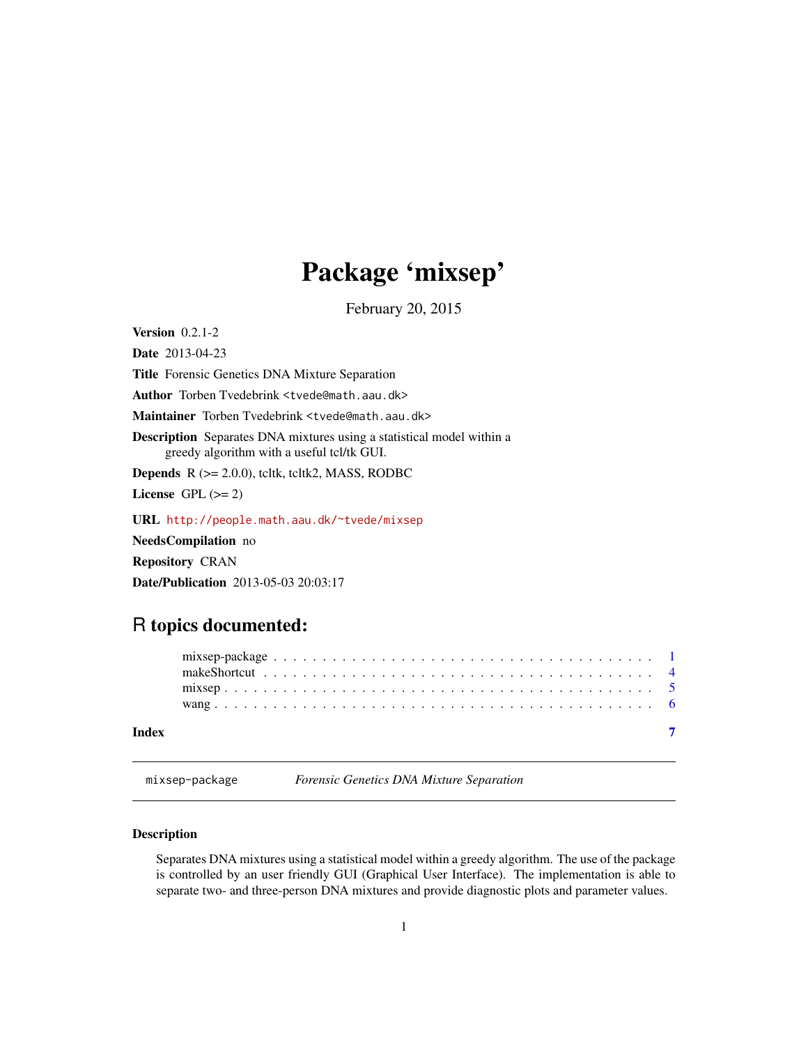# Package 'mixsep'

February 20, 2015

**Version** 0.2.1-2

**Date** 2013-04-23

**Title** Forensic Genetics DNA Mixture Separation

**Author** Torben Tvedebrink <tvede@math.aau.dk>

**Maintainer** Torben Tvedebrink <tvede@math.aau.dk>

**Description** Separates DNA mixtures using a statistical model within a greedy algorithm with a useful tcl/tk GUI.

**Depends** R (>= 2.0.0), tcltk, tcltk2, MASS, RODBC

**License** GPL (>= 2)

**URL** http://people.math.aau.dk/~tvede/mixsep

**NeedsCompilation** no

**Repository** CRAN

**Date/Publication** 2013-05-03 20:03:17

## R topics documented:

- mixsep-package . . . . . . . . . . . . . . . . . . . . . . . . . . . . . . . . . . . . . 1
- makeShortcut . . . . . . . . . . . . . . . . . . . . . . . . . . . . . . . . . . . . . . 4
- mixsep . . . . . . . . . . . . . . . . . . . . . . . . . . . . . . . . . . . . . . . . . . 5
- wang . . . . . . . . . . . . . . . . . . . . . . . . . . . . . . . . . . . . . . . . . . . 6

**Index** **7**

---

`mixsep-package` *Forensic Genetics DNA Mixture Separation*

---

### Description

Separates DNA mixtures using a statistical model within a greedy algorithm. The use of the package is controlled by an user friendly GUI (Graphical User Interface). The implementation is able to separate two- and three-person DNA mixtures and provide diagnostic plots and parameter values.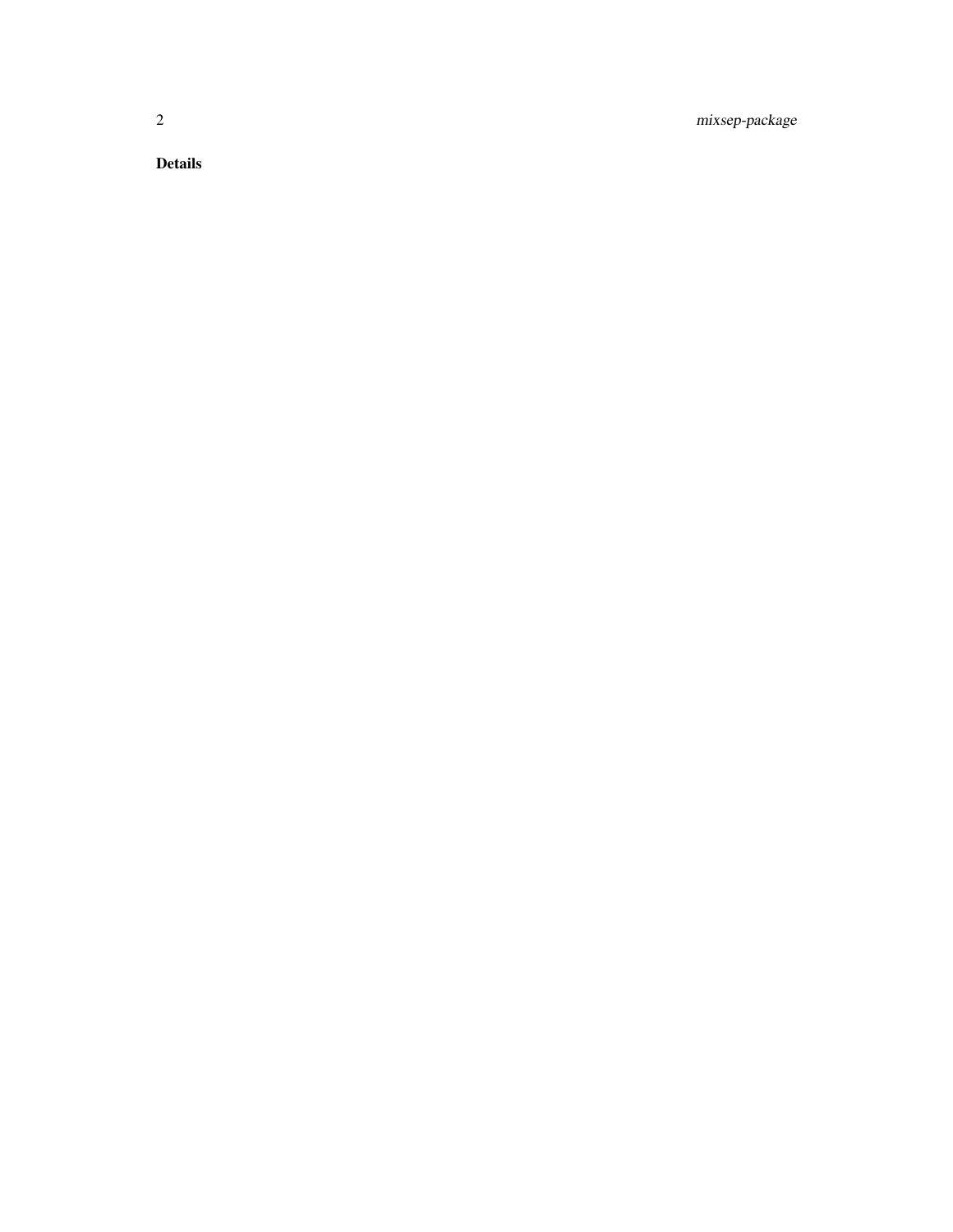### Details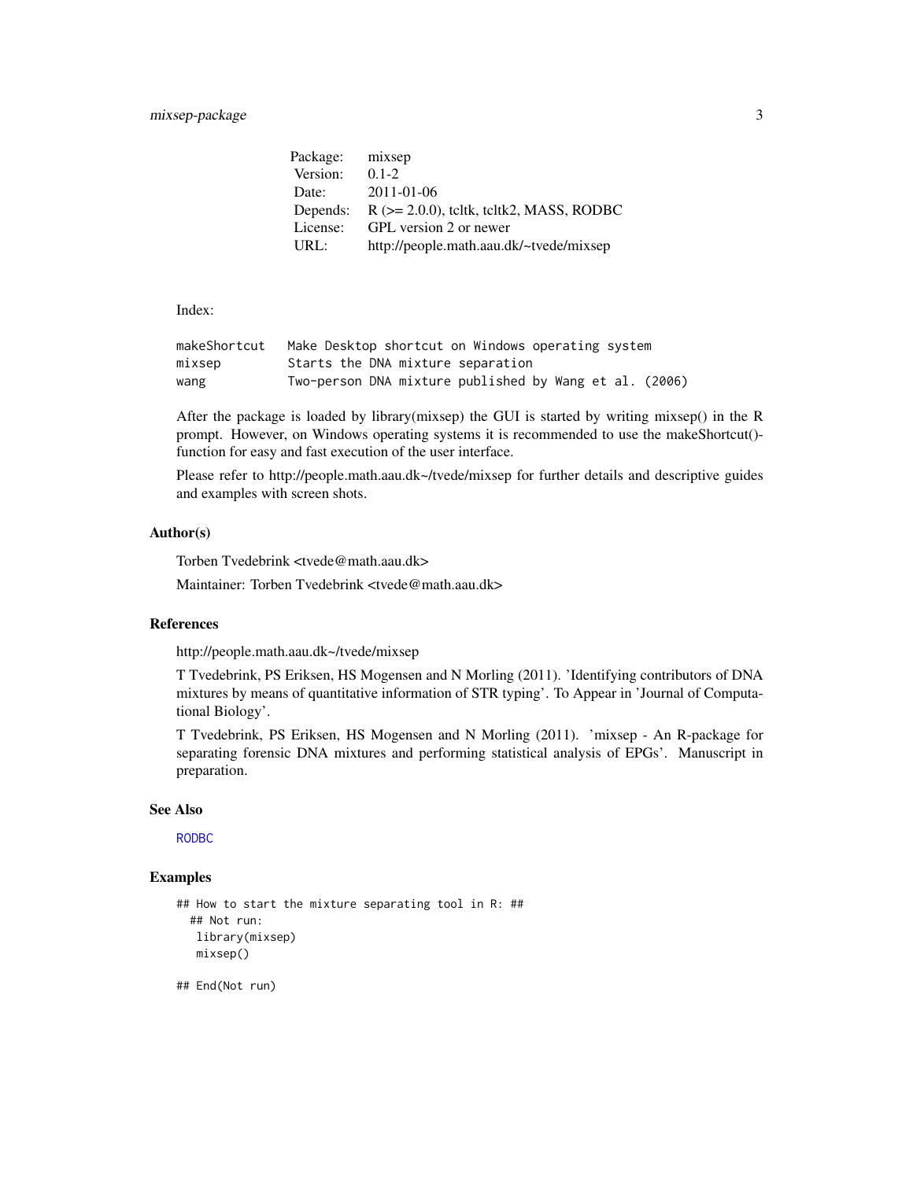| Package: | mixsep |
|---|---|
| Version: | 0.1-2 |
| Date: | 2011-01-06 |
| Depends: | R (>= 2.0.0), tcltk, tcltk2, MASS, RODBC |
| License: | GPL version 2 or newer |
| URL: | http://people.math.aau.dk/~tvede/mixsep |

Index:

```
makeShortcut   Make Desktop shortcut on Windows operating system
mixsep         Starts the DNA mixture separation
wang           Two-person DNA mixture published by Wang et al. (2006)
```

After the package is loaded by library(mixsep) the GUI is started by writing mixsep() in the R prompt. However, on Windows operating systems it is recommended to use the makeShortcut()-function for easy and fast execution of the user interface.

Please refer to http://people.math.aau.dk~/tvede/mixsep for further details and descriptive guides and examples with screen shots.

### Author(s)

Torben Tvedebrink <tvede@math.aau.dk>

Maintainer: Torben Tvedebrink <tvede@math.aau.dk>

### References

http://people.math.aau.dk~/tvede/mixsep

T Tvedebrink, PS Eriksen, HS Mogensen and N Morling (2011). 'Identifying contributors of DNA mixtures by means of quantitative information of STR typing'. To Appear in 'Journal of Computational Biology'.

T Tvedebrink, PS Eriksen, HS Mogensen and N Morling (2011). 'mixsep - An R-package for separating forensic DNA mixtures and performing statistical analysis of EPGs'. Manuscript in preparation.

### See Also

RODBC

### Examples

```
## How to start the mixture separating tool in R: ##
  ## Not run:
   library(mixsep)
   mixsep()

## End(Not run)
```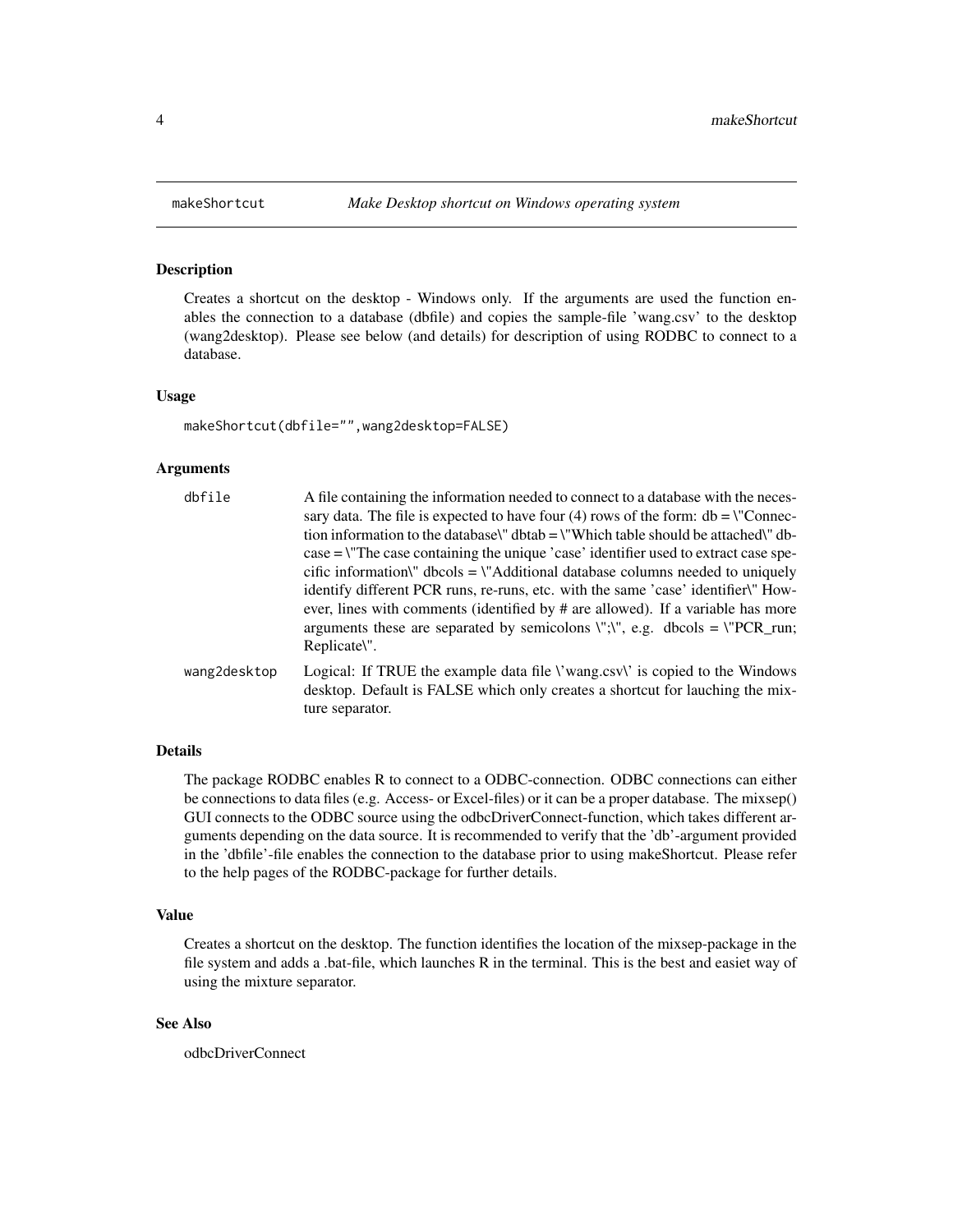## makeShortcut — *Make Desktop shortcut on Windows operating system*

### Description

Creates a shortcut on the desktop - Windows only. If the arguments are used the function enables the connection to a database (dbfile) and copies the sample-file 'wang.csv' to the desktop (wang2desktop). Please see below (and details) for description of using RODBC to connect to a database.

### Usage

```
makeShortcut(dbfile="",wang2desktop=FALSE)
```

### Arguments

| | |
|---|---|
| dbfile | A file containing the information needed to connect to a database with the necessary data. The file is expected to have four (4) rows of the form: db = \"Connection information to the database\" dbtab = \"Which table should be attached\" dbcase = \"The case containing the unique 'case' identifier used to extract case specific information\" dbcols = \"Additional database columns needed to uniquely identify different PCR runs, re-runs, etc. with the same 'case' identifier\" However, lines with comments (identified by # are allowed). If a variable has more arguments these are separated by semicolons \";\", e.g. dbcols = \"PCR_run; Replicate\". |
| wang2desktop | Logical: If TRUE the example data file \'wang.csv\' is copied to the Windows desktop. Default is FALSE which only creates a shortcut for lauching the mixture separator. |

### Details

The package RODBC enables R to connect to a ODBC-connection. ODBC connections can either be connections to data files (e.g. Access- or Excel-files) or it can be a proper database. The mixsep() GUI connects to the ODBC source using the odbcDriverConnect-function, which takes different arguments depending on the data source. It is recommended to verify that the 'db'-argument provided in the 'dbfile'-file enables the connection to the database prior to using makeShortcut. Please refer to the help pages of the RODBC-package for further details.

### Value

Creates a shortcut on the desktop. The function identifies the location of the mixsep-package in the file system and adds a .bat-file, which launches R in the terminal. This is the best and easiet way of using the mixture separator.

### See Also

odbcDriverConnect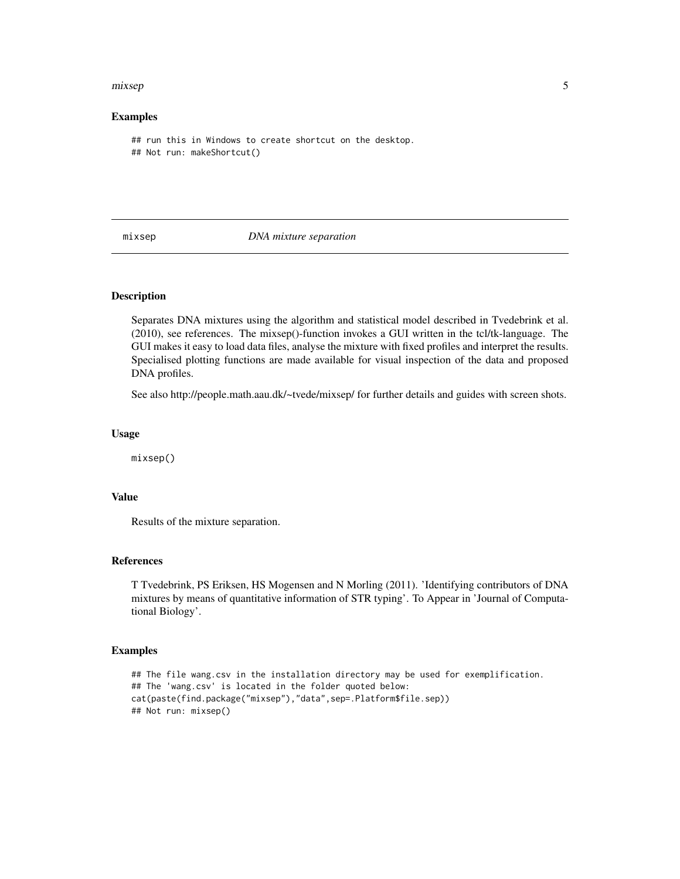### Examples

```
## run this in Windows to create shortcut on the desktop.
## Not run: makeShortcut()
```

## mixsep *DNA mixture separation*

### Description

Separates DNA mixtures using the algorithm and statistical model described in Tvedebrink et al. (2010), see references. The mixsep()-function invokes a GUI written in the tcl/tk-language. The GUI makes it easy to load data files, analyse the mixture with fixed profiles and interpret the results. Specialised plotting functions are made available for visual inspection of the data and proposed DNA profiles.

See also http://people.math.aau.dk/~tvede/mixsep/ for further details and guides with screen shots.

### Usage

```
mixsep()
```

### Value

Results of the mixture separation.

### References

T Tvedebrink, PS Eriksen, HS Mogensen and N Morling (2011). 'Identifying contributors of DNA mixtures by means of quantitative information of STR typing'. To Appear in 'Journal of Computational Biology'.

### Examples

```
## The file wang.csv in the installation directory may be used for exemplification.
## The 'wang.csv' is located in the folder quoted below:
cat(paste(find.package("mixsep"),"data",sep=.Platform$file.sep))
## Not run: mixsep()
```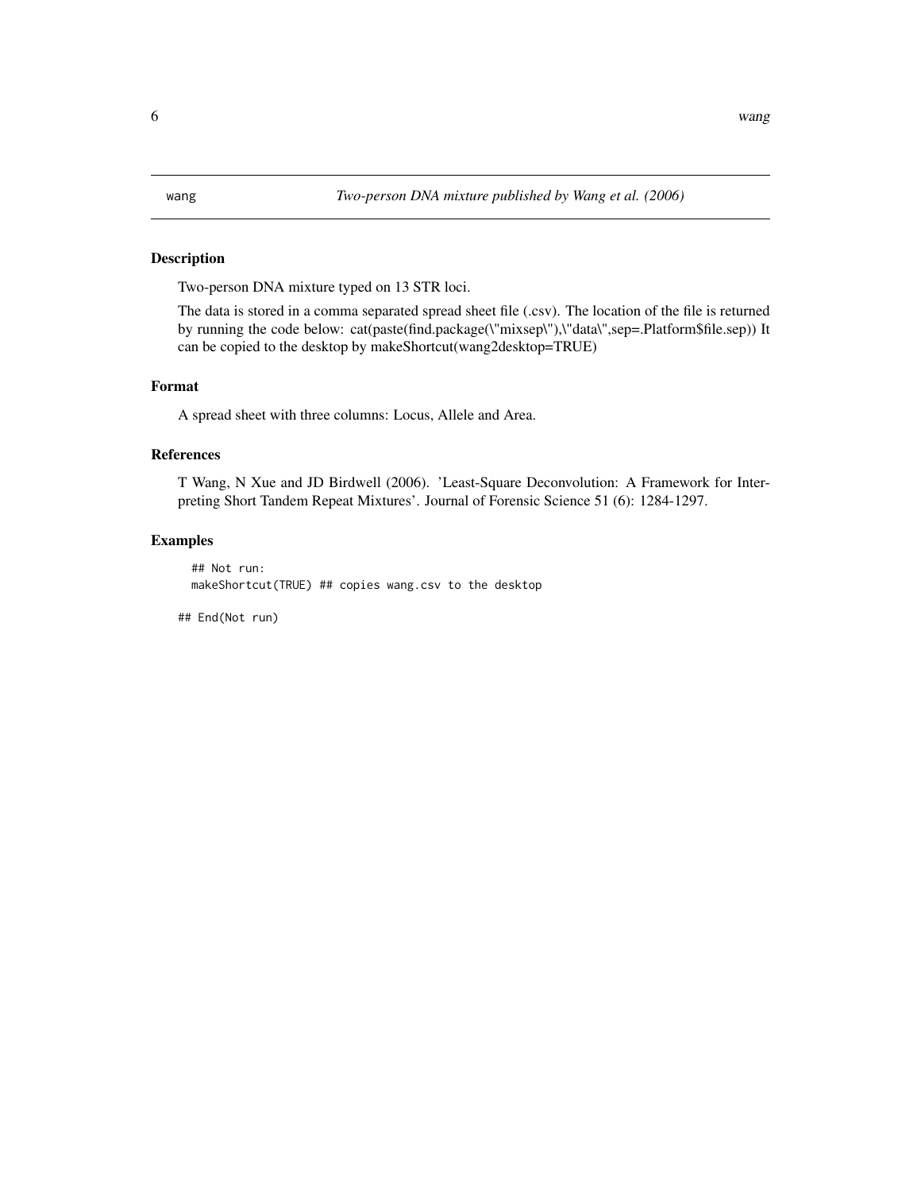wang *Two-person DNA mixture published by Wang et al. (2006)*

## Description

Two-person DNA mixture typed on 13 STR loci.

The data is stored in a comma separated spread sheet file (.csv). The location of the file is returned by running the code below: cat(paste(find.package(\"mixsep\"),\"data\",sep=.Platform$file.sep)) It can be copied to the desktop by makeShortcut(wang2desktop=TRUE)

## Format

A spread sheet with three columns: Locus, Allele and Area.

## References

T Wang, N Xue and JD Birdwell (2006). 'Least-Square Deconvolution: A Framework for Interpreting Short Tandem Repeat Mixtures'. Journal of Forensic Science 51 (6): 1284-1297.

## Examples

```
## Not run:
makeShortcut(TRUE) ## copies wang.csv to the desktop

## End(Not run)
```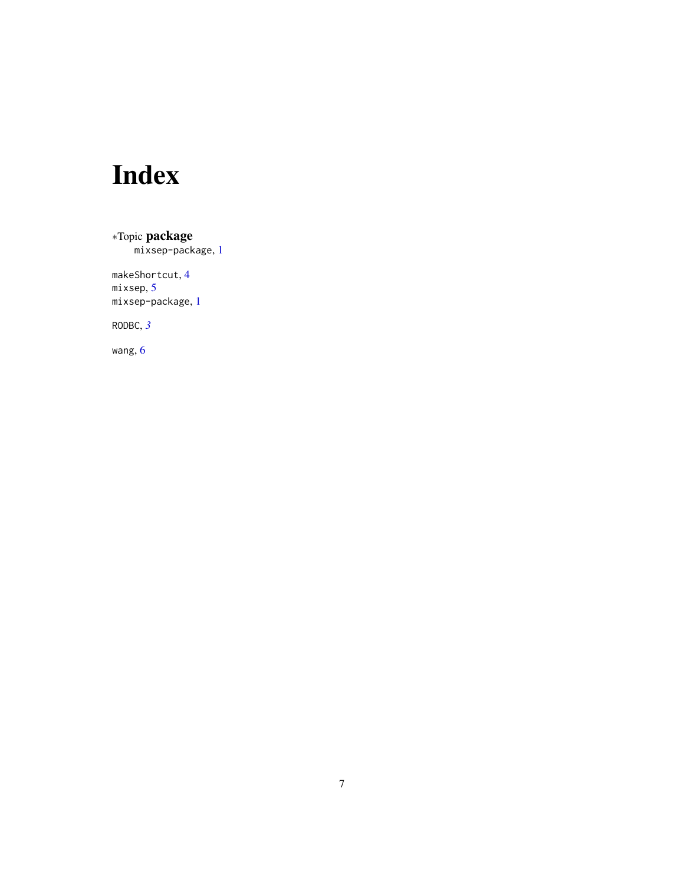# Index

∗Topic **package**
    mixsep-package, 1

makeShortcut, 4
mixsep, 5
mixsep-package, 1

RODBC, *3*

wang, 6